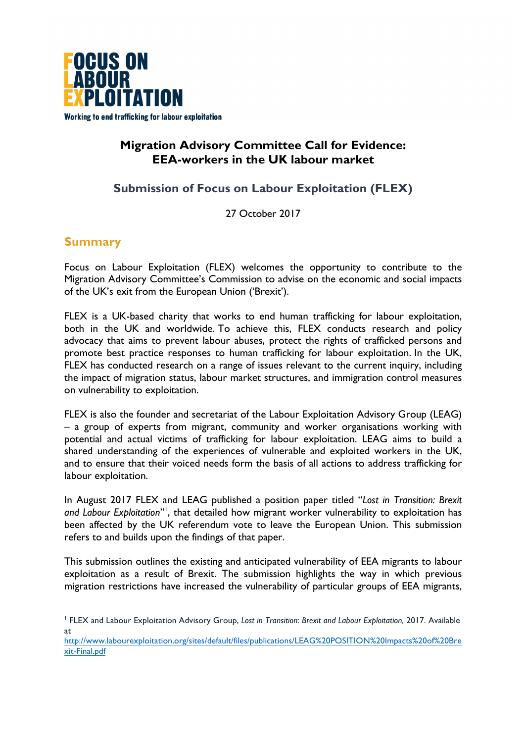**FOCUS ON LABOUR EXPLOITATION**

Working to end trafficking for labour exploitation

# Migration Advisory Committee Call for Evidence: EEA-workers in the UK labour market

## Submission of Focus on Labour Exploitation (FLEX)

27 October 2017

## Summary

Focus on Labour Exploitation (FLEX) welcomes the opportunity to contribute to the Migration Advisory Committee's Commission to advise on the economic and social impacts of the UK's exit from the European Union ('Brexit').

FLEX is a UK-based charity that works to end human trafficking for labour exploitation, both in the UK and worldwide. To achieve this, FLEX conducts research and policy advocacy that aims to prevent labour abuses, protect the rights of trafficked persons and promote best practice responses to human trafficking for labour exploitation. In the UK, FLEX has conducted research on a range of issues relevant to the current inquiry, including the impact of migration status, labour market structures, and immigration control measures on vulnerability to exploitation.

FLEX is also the founder and secretariat of the Labour Exploitation Advisory Group (LEAG) – a group of experts from migrant, community and worker organisations working with potential and actual victims of trafficking for labour exploitation. LEAG aims to build a shared understanding of the experiences of vulnerable and exploited workers in the UK, and to ensure that their voiced needs form the basis of all actions to address trafficking for labour exploitation.

In August 2017 FLEX and LEAG published a position paper titled "*Lost in Transition: Brexit and Labour Exploitation*"[1], that detailed how migrant worker vulnerability to exploitation has been affected by the UK referendum vote to leave the European Union. This submission refers to and builds upon the findings of that paper.

This submission outlines the existing and anticipated vulnerability of EEA migrants to labour exploitation as a result of Brexit. The submission highlights the way in which previous migration restrictions have increased the vulnerability of particular groups of EEA migrants,

---

[1] FLEX and Labour Exploitation Advisory Group, *Lost in Transition: Brexit and Labour Exploitation,* 2017. Available at http://www.labourexploitation.org/sites/default/files/publications/LEAG%20POSITION%20Impacts%20of%20Brexit-Final.pdf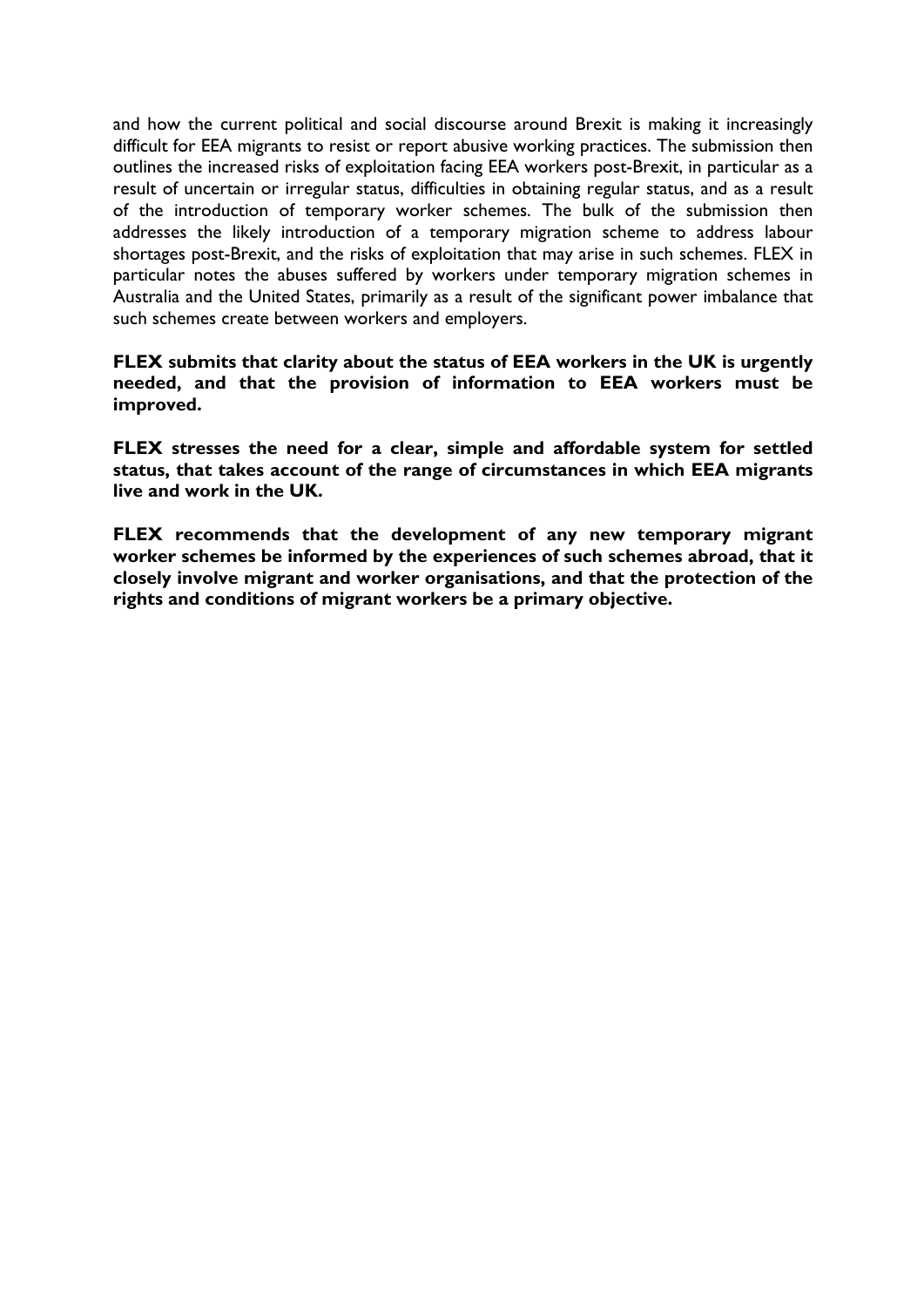and how the current political and social discourse around Brexit is making it increasingly difficult for EEA migrants to resist or report abusive working practices. The submission then outlines the increased risks of exploitation facing EEA workers post-Brexit, in particular as a result of uncertain or irregular status, difficulties in obtaining regular status, and as a result of the introduction of temporary worker schemes. The bulk of the submission then addresses the likely introduction of a temporary migration scheme to address labour shortages post-Brexit, and the risks of exploitation that may arise in such schemes. FLEX in particular notes the abuses suffered by workers under temporary migration schemes in Australia and the United States, primarily as a result of the significant power imbalance that such schemes create between workers and employers.

**FLEX submits that clarity about the status of EEA workers in the UK is urgently needed, and that the provision of information to EEA workers must be improved.**

**FLEX stresses the need for a clear, simple and affordable system for settled status, that takes account of the range of circumstances in which EEA migrants live and work in the UK.**

**FLEX recommends that the development of any new temporary migrant worker schemes be informed by the experiences of such schemes abroad, that it closely involve migrant and worker organisations, and that the protection of the rights and conditions of migrant workers be a primary objective.**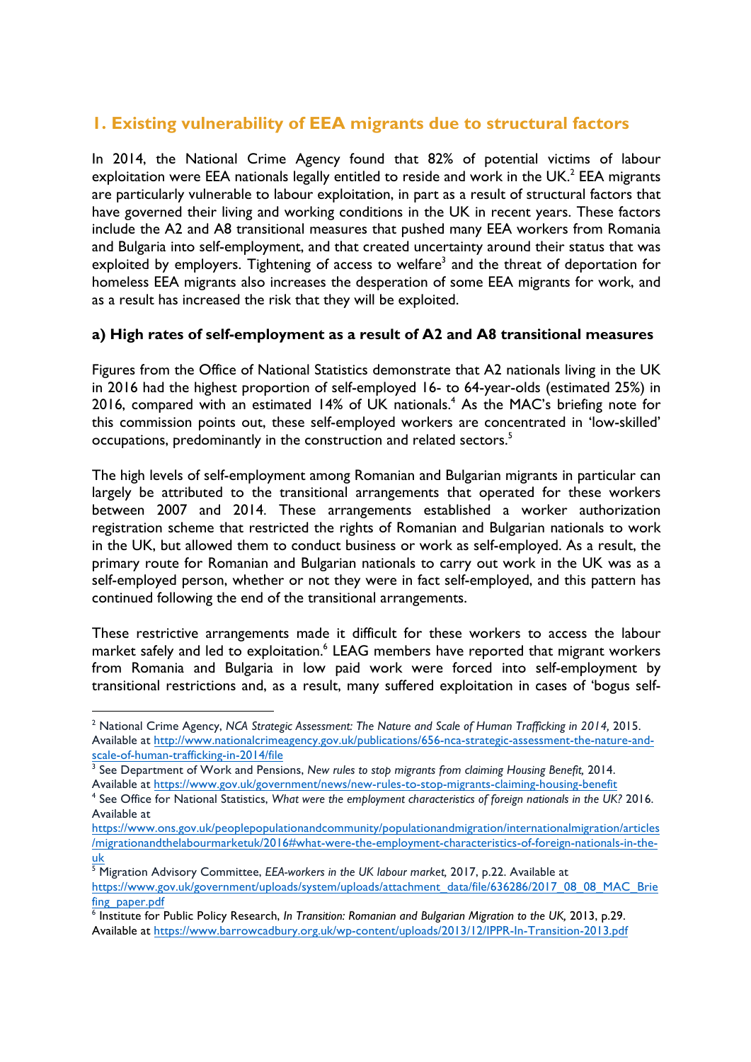## 1. Existing vulnerability of EEA migrants due to structural factors

In 2014, the National Crime Agency found that 82% of potential victims of labour exploitation were EEA nationals legally entitled to reside and work in the UK.[2] EEA migrants are particularly vulnerable to labour exploitation, in part as a result of structural factors that have governed their living and working conditions in the UK in recent years. These factors include the A2 and A8 transitional measures that pushed many EEA workers from Romania and Bulgaria into self-employment, and that created uncertainty around their status that was exploited by employers. Tightening of access to welfare[3] and the threat of deportation for homeless EEA migrants also increases the desperation of some EEA migrants for work, and as a result has increased the risk that they will be exploited.

### a) High rates of self-employment as a result of A2 and A8 transitional measures

Figures from the Office of National Statistics demonstrate that A2 nationals living in the UK in 2016 had the highest proportion of self-employed 16- to 64-year-olds (estimated 25%) in 2016, compared with an estimated 14% of UK nationals.[4] As the MAC's briefing note for this commission points out, these self-employed workers are concentrated in 'low-skilled' occupations, predominantly in the construction and related sectors.[5]

The high levels of self-employment among Romanian and Bulgarian migrants in particular can largely be attributed to the transitional arrangements that operated for these workers between 2007 and 2014. These arrangements established a worker authorization registration scheme that restricted the rights of Romanian and Bulgarian nationals to work in the UK, but allowed them to conduct business or work as self-employed. As a result, the primary route for Romanian and Bulgarian nationals to carry out work in the UK was as a self-employed person, whether or not they were in fact self-employed, and this pattern has continued following the end of the transitional arrangements.

These restrictive arrangements made it difficult for these workers to access the labour market safely and led to exploitation.[6] LEAG members have reported that migrant workers from Romania and Bulgaria in low paid work were forced into self-employment by transitional restrictions and, as a result, many suffered exploitation in cases of 'bogus self-

---

[2] National Crime Agency, *NCA Strategic Assessment: The Nature and Scale of Human Trafficking in 2014,* 2015. Available at http://www.nationalcrimeagency.gov.uk/publications/656-nca-strategic-assessment-the-nature-and-scale-of-human-trafficking-in-2014/file

[3] See Department of Work and Pensions, *New rules to stop migrants from claiming Housing Benefit,* 2014. Available at https://www.gov.uk/government/news/new-rules-to-stop-migrants-claiming-housing-benefit

[4] See Office for National Statistics, *What were the employment characteristics of foreign nationals in the UK?* 2016. Available at https://www.ons.gov.uk/peoplepopulationandcommunity/populationandmigration/internationalmigration/articles/migrationandthelabourmarketuk/2016#what-were-the-employment-characteristics-of-foreign-nationals-in-the-uk

[5] Migration Advisory Committee, *EEA-workers in the UK labour market,* 2017, p.22. Available at https://www.gov.uk/government/uploads/system/uploads/attachment_data/file/636286/2017_08_08_MAC_Briefing_paper.pdf

[6] Institute for Public Policy Research, *In Transition: Romanian and Bulgarian Migration to the UK,* 2013, p.29. Available at https://www.barrowcadbury.org.uk/wp-content/uploads/2013/12/IPPR-In-Transition-2013.pdf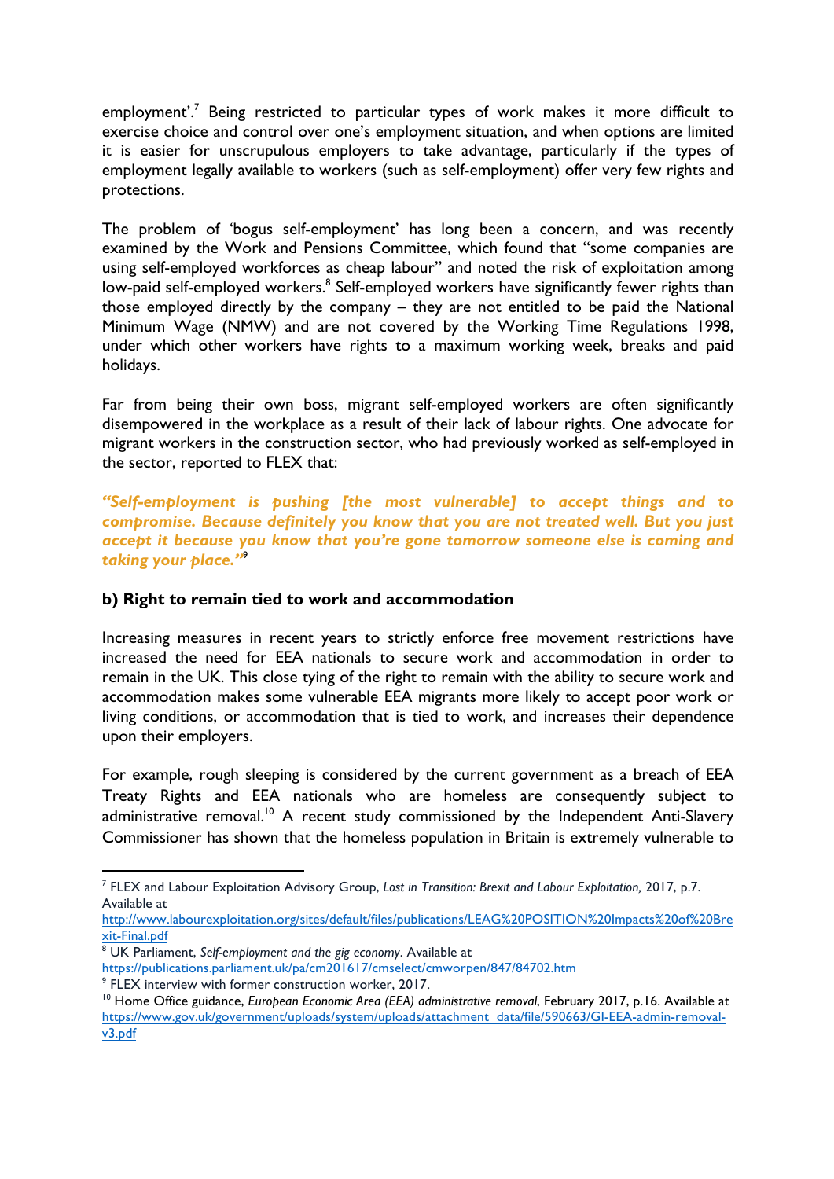employment'.[7] Being restricted to particular types of work makes it more difficult to exercise choice and control over one's employment situation, and when options are limited it is easier for unscrupulous employers to take advantage, particularly if the types of employment legally available to workers (such as self-employment) offer very few rights and protections.

The problem of 'bogus self-employment' has long been a concern, and was recently examined by the Work and Pensions Committee, which found that "some companies are using self-employed workforces as cheap labour" and noted the risk of exploitation among low-paid self-employed workers.[8] Self-employed workers have significantly fewer rights than those employed directly by the company – they are not entitled to be paid the National Minimum Wage (NMW) and are not covered by the Working Time Regulations 1998, under which other workers have rights to a maximum working week, breaks and paid holidays.

Far from being their own boss, migrant self-employed workers are often significantly disempowered in the workplace as a result of their lack of labour rights. One advocate for migrant workers in the construction sector, who had previously worked as self-employed in the sector, reported to FLEX that:

***"Self-employment is pushing [the most vulnerable] to accept things and to compromise. Because definitely you know that you are not treated well. But you just accept it because you know that you're gone tomorrow someone else is coming and taking your place."***[9]

#### b) Right to remain tied to work and accommodation

Increasing measures in recent years to strictly enforce free movement restrictions have increased the need for EEA nationals to secure work and accommodation in order to remain in the UK. This close tying of the right to remain with the ability to secure work and accommodation makes some vulnerable EEA migrants more likely to accept poor work or living conditions, or accommodation that is tied to work, and increases their dependence upon their employers.

For example, rough sleeping is considered by the current government as a breach of EEA Treaty Rights and EEA nationals who are homeless are consequently subject to administrative removal.[10] A recent study commissioned by the Independent Anti-Slavery Commissioner has shown that the homeless population in Britain is extremely vulnerable to

---

[7] FLEX and Labour Exploitation Advisory Group, *Lost in Transition: Brexit and Labour Exploitation,* 2017, p.7. Available at http://www.labourexploitation.org/sites/default/files/publications/LEAG%20POSITION%20Impacts%20of%20Brexit-Final.pdf

[8] UK Parliament, *Self-employment and the gig economy*. Available at https://publications.parliament.uk/pa/cm201617/cmselect/cmworpen/847/84702.htm

[9] FLEX interview with former construction worker, 2017.

[10] Home Office guidance, *European Economic Area (EEA) administrative removal*, February 2017, p.16. Available at https://www.gov.uk/government/uploads/system/uploads/attachment_data/file/590663/GI-EEA-admin-removal-v3.pdf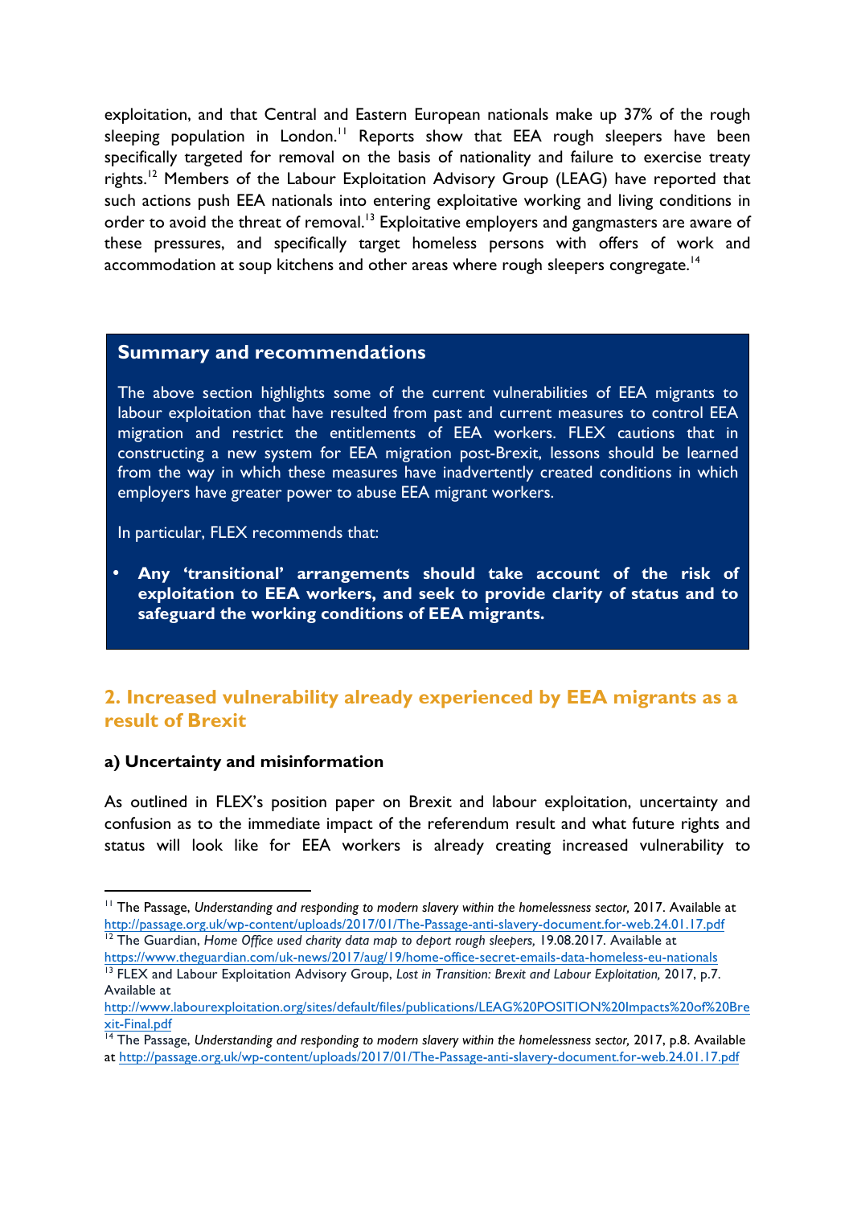exploitation, and that Central and Eastern European nationals make up 37% of the rough sleeping population in London.[11] Reports show that EEA rough sleepers have been specifically targeted for removal on the basis of nationality and failure to exercise treaty rights.[12] Members of the Labour Exploitation Advisory Group (LEAG) have reported that such actions push EEA nationals into entering exploitative working and living conditions in order to avoid the threat of removal.[13] Exploitative employers and gangmasters are aware of these pressures, and specifically target homeless persons with offers of work and accommodation at soup kitchens and other areas where rough sleepers congregate.[14]

### Summary and recommendations

The above section highlights some of the current vulnerabilities of EEA migrants to labour exploitation that have resulted from past and current measures to control EEA migration and restrict the entitlements of EEA workers. FLEX cautions that in constructing a new system for EEA migration post-Brexit, lessons should be learned from the way in which these measures have inadvertently created conditions in which employers have greater power to abuse EEA migrant workers.

In particular, FLEX recommends that:

- **Any 'transitional' arrangements should take account of the risk of exploitation to EEA workers, and seek to provide clarity of status and to safeguard the working conditions of EEA migrants.**

## 2. Increased vulnerability already experienced by EEA migrants as a result of Brexit

### a) Uncertainty and misinformation

As outlined in FLEX's position paper on Brexit and labour exploitation, uncertainty and confusion as to the immediate impact of the referendum result and what future rights and status will look like for EEA workers is already creating increased vulnerability to

---

[11] The Passage, *Understanding and responding to modern slavery within the homelessness sector,* 2017. Available at http://passage.org.uk/wp-content/uploads/2017/01/The-Passage-anti-slavery-document.for-web.24.01.17.pdf

[12] The Guardian, *Home Office used charity data map to deport rough sleepers,* 19.08.2017. Available at https://www.theguardian.com/uk-news/2017/aug/19/home-office-secret-emails-data-homeless-eu-nationals

[13] FLEX and Labour Exploitation Advisory Group, *Lost in Transition: Brexit and Labour Exploitation,* 2017, p.7. Available at http://www.labourexploitation.org/sites/default/files/publications/LEAG%20POSITION%20Impacts%20of%20Brexit-Final.pdf

[14] The Passage, *Understanding and responding to modern slavery within the homelessness sector,* 2017, p.8. Available at http://passage.org.uk/wp-content/uploads/2017/01/The-Passage-anti-slavery-document.for-web.24.01.17.pdf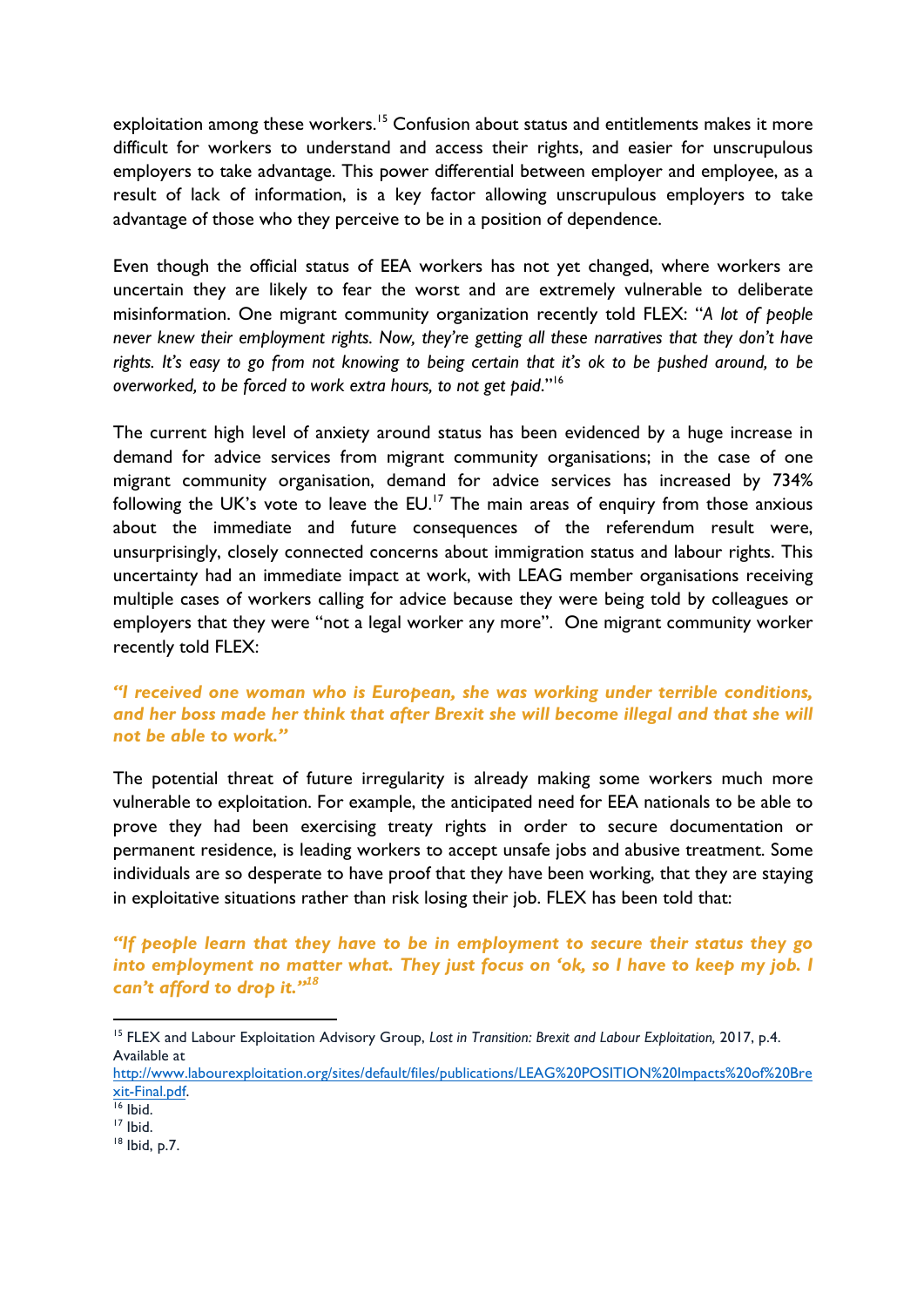exploitation among these workers.[15] Confusion about status and entitlements makes it more difficult for workers to understand and access their rights, and easier for unscrupulous employers to take advantage. This power differential between employer and employee, as a result of lack of information, is a key factor allowing unscrupulous employers to take advantage of those who they perceive to be in a position of dependence.

Even though the official status of EEA workers has not yet changed, where workers are uncertain they are likely to fear the worst and are extremely vulnerable to deliberate misinformation. One migrant community organization recently told FLEX: "*A lot of people never knew their employment rights. Now, they're getting all these narratives that they don't have rights. It's easy to go from not knowing to being certain that it's ok to be pushed around, to be overworked, to be forced to work extra hours, to not get paid*."[16]

The current high level of anxiety around status has been evidenced by a huge increase in demand for advice services from migrant community organisations; in the case of one migrant community organisation, demand for advice services has increased by 734% following the UK's vote to leave the EU.[17] The main areas of enquiry from those anxious about the immediate and future consequences of the referendum result were, unsurprisingly, closely connected concerns about immigration status and labour rights. This uncertainty had an immediate impact at work, with LEAG member organisations receiving multiple cases of workers calling for advice because they were being told by colleagues or employers that they were "not a legal worker any more". One migrant community worker recently told FLEX:

***"I received one woman who is European, she was working under terrible conditions, and her boss made her think that after Brexit she will become illegal and that she will not be able to work."***

The potential threat of future irregularity is already making some workers much more vulnerable to exploitation. For example, the anticipated need for EEA nationals to be able to prove they had been exercising treaty rights in order to secure documentation or permanent residence, is leading workers to accept unsafe jobs and abusive treatment. Some individuals are so desperate to have proof that they have been working, that they are staying in exploitative situations rather than risk losing their job. FLEX has been told that:

***"If people learn that they have to be in employment to secure their status they go into employment no matter what. They just focus on 'ok, so I have to keep my job. I can't afford to drop it.'"***[18]

---

[15] FLEX and Labour Exploitation Advisory Group, *Lost in Transition: Brexit and Labour Exploitation,* 2017, p.4. Available at http://www.labourexploitation.org/sites/default/files/publications/LEAG%20POSITION%20Impacts%20of%20Brexit-Final.pdf.

[16] Ibid.

[17] Ibid.

[18] Ibid, p.7.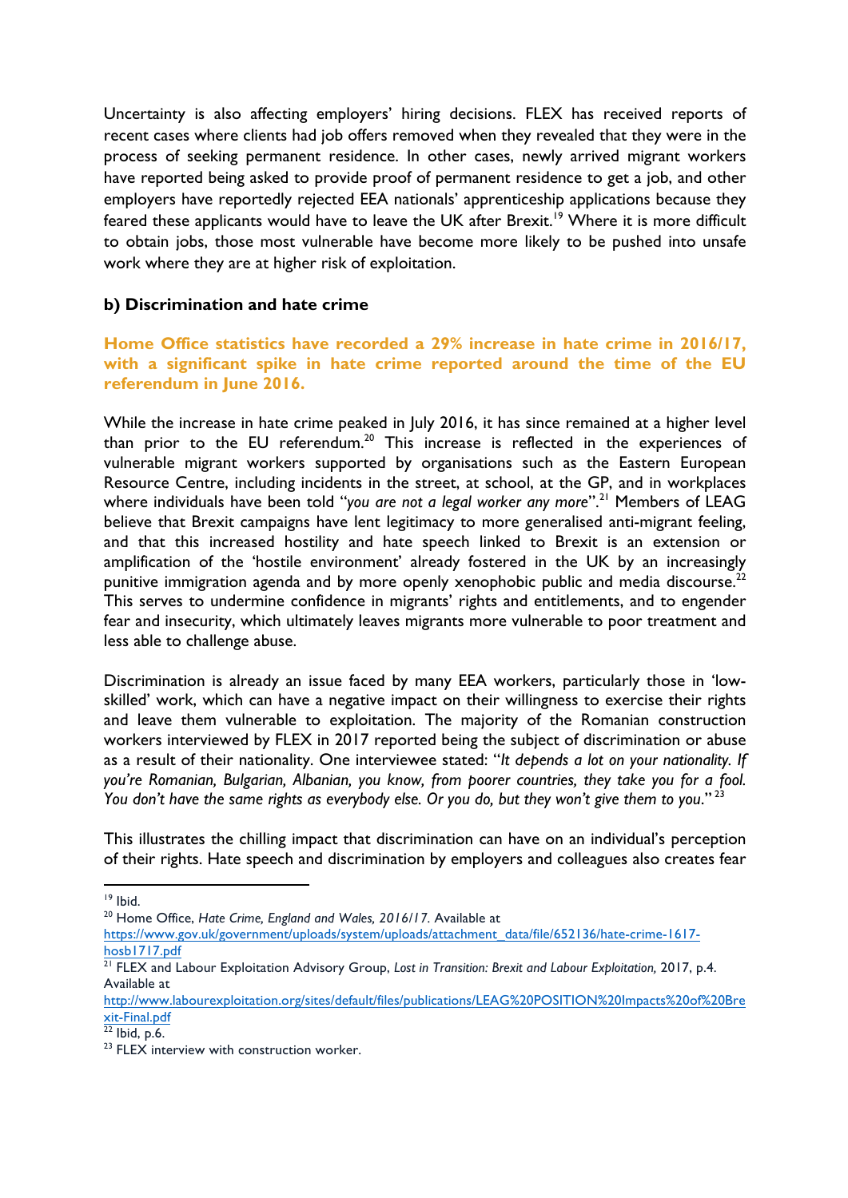Uncertainty is also affecting employers' hiring decisions. FLEX has received reports of recent cases where clients had job offers removed when they revealed that they were in the process of seeking permanent residence. In other cases, newly arrived migrant workers have reported being asked to provide proof of permanent residence to get a job, and other employers have reportedly rejected EEA nationals' apprenticeship applications because they feared these applicants would have to leave the UK after Brexit.[19] Where it is more difficult to obtain jobs, those most vulnerable have become more likely to be pushed into unsafe work where they are at higher risk of exploitation.

### b) Discrimination and hate crime

**Home Office statistics have recorded a 29% increase in hate crime in 2016/17, with a significant spike in hate crime reported around the time of the EU referendum in June 2016.**

While the increase in hate crime peaked in July 2016, it has since remained at a higher level than prior to the EU referendum.[20] This increase is reflected in the experiences of vulnerable migrant workers supported by organisations such as the Eastern European Resource Centre, including incidents in the street, at school, at the GP, and in workplaces where individuals have been told "*you are not a legal worker any more*".[21] Members of LEAG believe that Brexit campaigns have lent legitimacy to more generalised anti-migrant feeling, and that this increased hostility and hate speech linked to Brexit is an extension or amplification of the 'hostile environment' already fostered in the UK by an increasingly punitive immigration agenda and by more openly xenophobic public and media discourse.[22] This serves to undermine confidence in migrants' rights and entitlements, and to engender fear and insecurity, which ultimately leaves migrants more vulnerable to poor treatment and less able to challenge abuse.

Discrimination is already an issue faced by many EEA workers, particularly those in 'low-skilled' work, which can have a negative impact on their willingness to exercise their rights and leave them vulnerable to exploitation. The majority of the Romanian construction workers interviewed by FLEX in 2017 reported being the subject of discrimination or abuse as a result of their nationality. One interviewee stated: "*It depends a lot on your nationality. If you're Romanian, Bulgarian, Albanian, you know, from poorer countries, they take you for a fool. You don't have the same rights as everybody else. Or you do, but they won't give them to you.*"[23]

This illustrates the chilling impact that discrimination can have on an individual's perception of their rights. Hate speech and discrimination by employers and colleagues also creates fear

---

[19] Ibid.

[20] Home Office, *Hate Crime, England and Wales, 2016/17.* Available at https://www.gov.uk/government/uploads/system/uploads/attachment_data/file/652136/hate-crime-1617-hosb1717.pdf

[21] FLEX and Labour Exploitation Advisory Group, *Lost in Transition: Brexit and Labour Exploitation,* 2017, p.4. Available at http://www.labourexploitation.org/sites/default/files/publications/LEAG%20POSITION%20Impacts%20of%20Brexit-Final.pdf

[22] Ibid, p.6.

[23] FLEX interview with construction worker.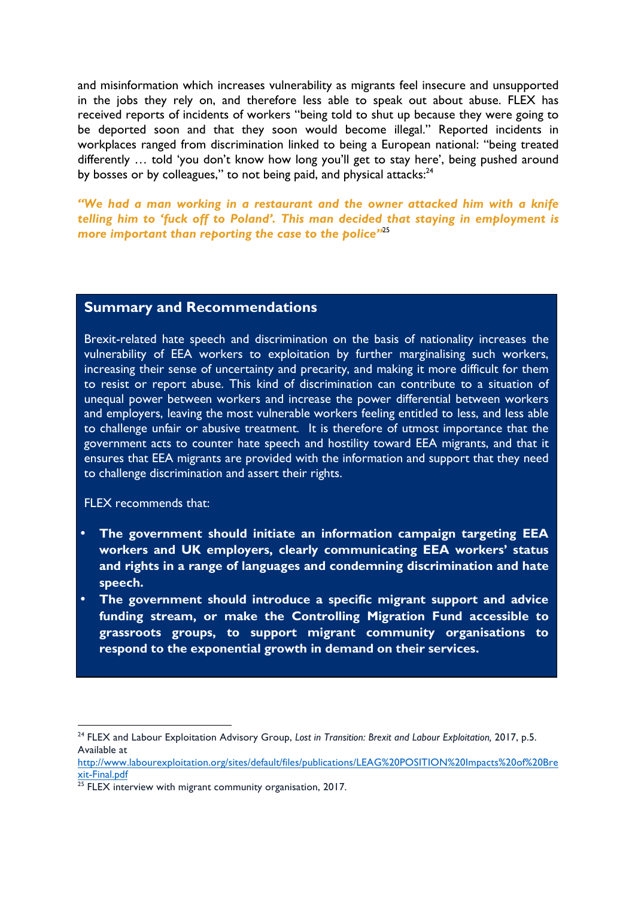and misinformation which increases vulnerability as migrants feel insecure and unsupported in the jobs they rely on, and therefore less able to speak out about abuse. FLEX has received reports of incidents of workers "being told to shut up because they were going to be deported soon and that they soon would become illegal." Reported incidents in workplaces ranged from discrimination linked to being a European national: "being treated differently … told 'you don't know how long you'll get to stay here', being pushed around by bosses or by colleagues," to not being paid, and physical attacks:[24]

***"We had a man working in a restaurant and the owner attacked him with a knife telling him to 'fuck off to Poland'. This man decided that staying in employment is more important than reporting the case to the police"***[25]

## Summary and Recommendations

Brexit-related hate speech and discrimination on the basis of nationality increases the vulnerability of EEA workers to exploitation by further marginalising such workers, increasing their sense of uncertainty and precarity, and making it more difficult for them to resist or report abuse. This kind of discrimination can contribute to a situation of unequal power between workers and increase the power differential between workers and employers, leaving the most vulnerable workers feeling entitled to less, and less able to challenge unfair or abusive treatment. It is therefore of utmost importance that the government acts to counter hate speech and hostility toward EEA migrants, and that it ensures that EEA migrants are provided with the information and support that they need to challenge discrimination and assert their rights.

FLEX recommends that:

- **The government should initiate an information campaign targeting EEA workers and UK employers, clearly communicating EEA workers' status and rights in a range of languages and condemning discrimination and hate speech.**
- **The government should introduce a specific migrant support and advice funding stream, or make the Controlling Migration Fund accessible to grassroots groups, to support migrant community organisations to respond to the exponential growth in demand on their services.**

---

[24] FLEX and Labour Exploitation Advisory Group, *Lost in Transition: Brexit and Labour Exploitation,* 2017, p.5. Available at http://www.labourexploitation.org/sites/default/files/publications/LEAG%20POSITION%20Impacts%20of%20Brexit-Final.pdf

[25] FLEX interview with migrant community organisation, 2017.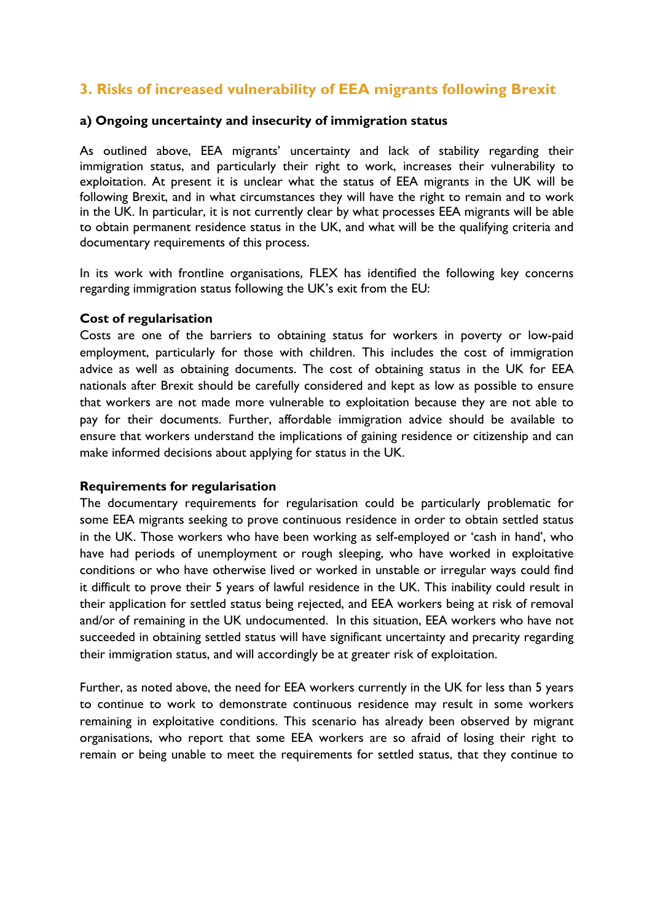## 3. Risks of increased vulnerability of EEA migrants following Brexit

### a) Ongoing uncertainty and insecurity of immigration status

As outlined above, EEA migrants' uncertainty and lack of stability regarding their immigration status, and particularly their right to work, increases their vulnerability to exploitation. At present it is unclear what the status of EEA migrants in the UK will be following Brexit, and in what circumstances they will have the right to remain and to work in the UK. In particular, it is not currently clear by what processes EEA migrants will be able to obtain permanent residence status in the UK, and what will be the qualifying criteria and documentary requirements of this process.

In its work with frontline organisations, FLEX has identified the following key concerns regarding immigration status following the UK's exit from the EU:

**Cost of regularisation**

Costs are one of the barriers to obtaining status for workers in poverty or low-paid employment, particularly for those with children. This includes the cost of immigration advice as well as obtaining documents. The cost of obtaining status in the UK for EEA nationals after Brexit should be carefully considered and kept as low as possible to ensure that workers are not made more vulnerable to exploitation because they are not able to pay for their documents. Further, affordable immigration advice should be available to ensure that workers understand the implications of gaining residence or citizenship and can make informed decisions about applying for status in the UK.

**Requirements for regularisation**

The documentary requirements for regularisation could be particularly problematic for some EEA migrants seeking to prove continuous residence in order to obtain settled status in the UK. Those workers who have been working as self-employed or 'cash in hand', who have had periods of unemployment or rough sleeping, who have worked in exploitative conditions or who have otherwise lived or worked in unstable or irregular ways could find it difficult to prove their 5 years of lawful residence in the UK. This inability could result in their application for settled status being rejected, and EEA workers being at risk of removal and/or of remaining in the UK undocumented. In this situation, EEA workers who have not succeeded in obtaining settled status will have significant uncertainty and precarity regarding their immigration status, and will accordingly be at greater risk of exploitation.

Further, as noted above, the need for EEA workers currently in the UK for less than 5 years to continue to work to demonstrate continuous residence may result in some workers remaining in exploitative conditions. This scenario has already been observed by migrant organisations, who report that some EEA workers are so afraid of losing their right to remain or being unable to meet the requirements for settled status, that they continue to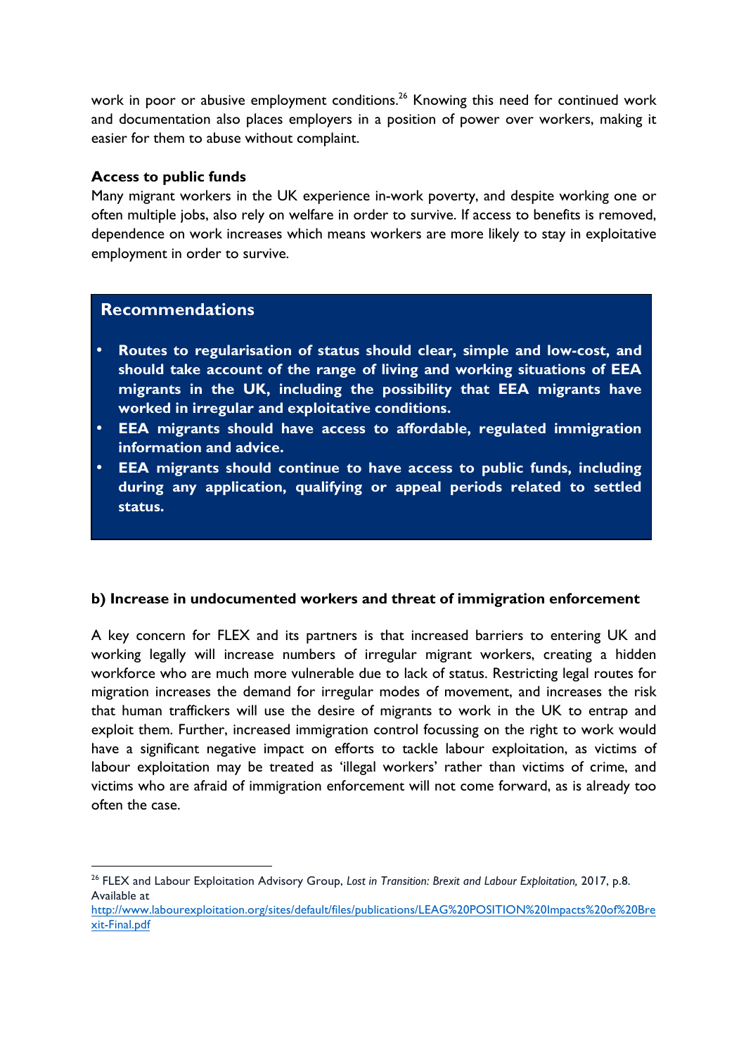work in poor or abusive employment conditions.[26] Knowing this need for continued work and documentation also places employers in a position of power over workers, making it easier for them to abuse without complaint.

**Access to public funds**

Many migrant workers in the UK experience in-work poverty, and despite working one or often multiple jobs, also rely on welfare in order to survive. If access to benefits is removed, dependence on work increases which means workers are more likely to stay in exploitative employment in order to survive.

### Recommendations

- **Routes to regularisation of status should clear, simple and low-cost, and should take account of the range of living and working situations of EEA migrants in the UK, including the possibility that EEA migrants have worked in irregular and exploitative conditions.**
- **EEA migrants should have access to affordable, regulated immigration information and advice.**
- **EEA migrants should continue to have access to public funds, including during any application, qualifying or appeal periods related to settled status.**

### b) Increase in undocumented workers and threat of immigration enforcement

A key concern for FLEX and its partners is that increased barriers to entering UK and working legally will increase numbers of irregular migrant workers, creating a hidden workforce who are much more vulnerable due to lack of status. Restricting legal routes for migration increases the demand for irregular modes of movement, and increases the risk that human traffickers will use the desire of migrants to work in the UK to entrap and exploit them. Further, increased immigration control focussing on the right to work would have a significant negative impact on efforts to tackle labour exploitation, as victims of labour exploitation may be treated as 'illegal workers' rather than victims of crime, and victims who are afraid of immigration enforcement will not come forward, as is already too often the case.

---

[26] FLEX and Labour Exploitation Advisory Group, *Lost in Transition: Brexit and Labour Exploitation,* 2017, p.8. Available at http://www.labourexploitation.org/sites/default/files/publications/LEAG%20POSITION%20Impacts%20of%20Brexit-Final.pdf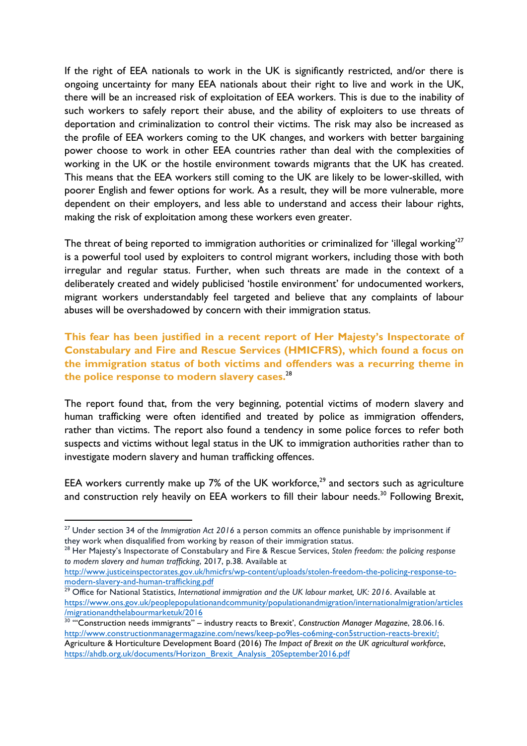If the right of EEA nationals to work in the UK is significantly restricted, and/or there is ongoing uncertainty for many EEA nationals about their right to live and work in the UK, there will be an increased risk of exploitation of EEA workers. This is due to the inability of such workers to safely report their abuse, and the ability of exploiters to use threats of deportation and criminalization to control their victims. The risk may also be increased as the profile of EEA workers coming to the UK changes, and workers with better bargaining power choose to work in other EEA countries rather than deal with the complexities of working in the UK or the hostile environment towards migrants that the UK has created. This means that the EEA workers still coming to the UK are likely to be lower-skilled, with poorer English and fewer options for work. As a result, they will be more vulnerable, more dependent on their employers, and less able to understand and access their labour rights, making the risk of exploitation among these workers even greater.

The threat of being reported to immigration authorities or criminalized for 'illegal working'[27] is a powerful tool used by exploiters to control migrant workers, including those with both irregular and regular status. Further, when such threats are made in the context of a deliberately created and widely publicised 'hostile environment' for undocumented workers, migrant workers understandably feel targeted and believe that any complaints of labour abuses will be overshadowed by concern with their immigration status.

**This fear has been justified in a recent report of Her Majesty's Inspectorate of Constabulary and Fire and Rescue Services (HMICFRS), which found a focus on the immigration status of both victims and offenders was a recurring theme in the police response to modern slavery cases.**[28]

The report found that, from the very beginning, potential victims of modern slavery and human trafficking were often identified and treated by police as immigration offenders, rather than victims. The report also found a tendency in some police forces to refer both suspects and victims without legal status in the UK to immigration authorities rather than to investigate modern slavery and human trafficking offences.

EEA workers currently make up 7% of the UK workforce,[29] and sectors such as agriculture and construction rely heavily on EEA workers to fill their labour needs.[30] Following Brexit,

---

[27] Under section 34 of the *Immigration Act 2016* a person commits an offence punishable by imprisonment if they work when disqualified from working by reason of their immigration status.

[28] Her Majesty's Inspectorate of Constabulary and Fire & Rescue Services, *Stolen freedom: the policing response to modern slavery and human trafficking*, 2017, p.38. Available at http://www.justiceinspectorates.gov.uk/hmicfrs/wp-content/uploads/stolen-freedom-the-policing-response-to-modern-slavery-and-human-trafficking.pdf

[29] Office for National Statistics, *International immigration and the UK labour market, UK: 2016*. Available at https://www.ons.gov.uk/peoplepopulationandcommunity/populationandmigration/internationalmigration/articles/migrationandthelabourmarketuk/2016

[30] "'Construction needs immigrants" – industry reacts to Brexit', *Construction Manager Magazine*, 28.06.16. http://www.constructionmanagermagazine.com/news/keep-po9les-co6ming-con5struction-reacts-brexit/; Agriculture & Horticulture Development Board (2016) *The Impact of Brexit on the UK agricultural workforce*, https://ahdb.org.uk/documents/Horizon_Brexit_Analysis_20September2016.pdf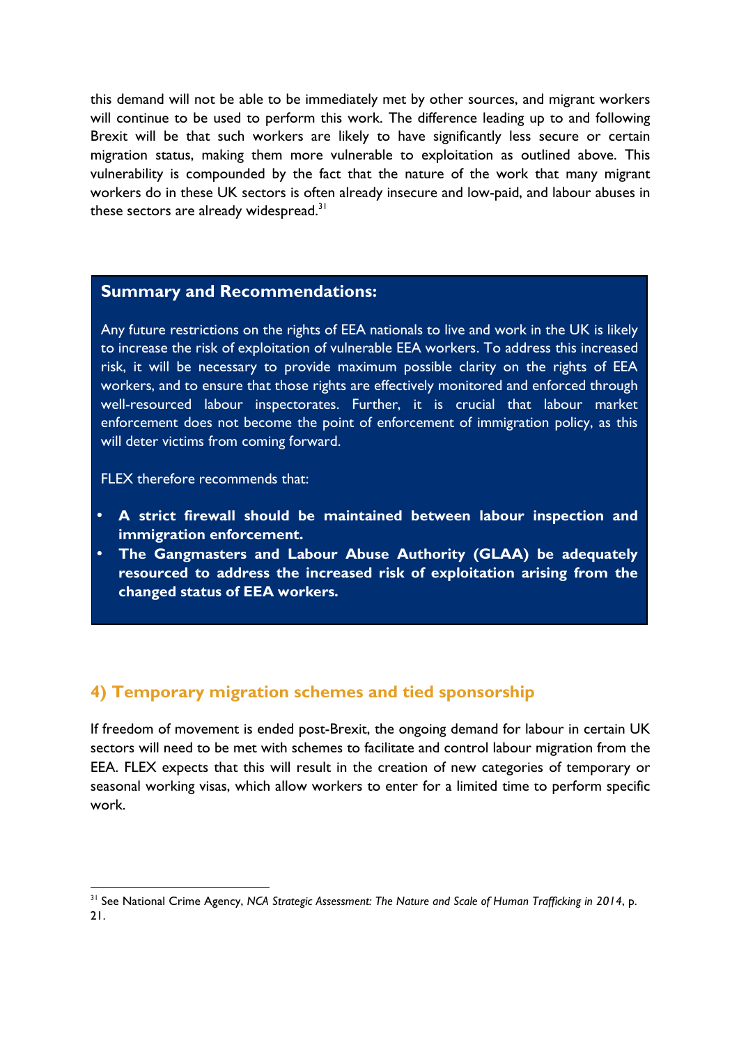this demand will not be able to be immediately met by other sources, and migrant workers will continue to be used to perform this work. The difference leading up to and following Brexit will be that such workers are likely to have significantly less secure or certain migration status, making them more vulnerable to exploitation as outlined above. This vulnerability is compounded by the fact that the nature of the work that many migrant workers do in these UK sectors is often already insecure and low-paid, and labour abuses in these sectors are already widespread.[31]

**Summary and Recommendations:**

Any future restrictions on the rights of EEA nationals to live and work in the UK is likely to increase the risk of exploitation of vulnerable EEA workers. To address this increased risk, it will be necessary to provide maximum possible clarity on the rights of EEA workers, and to ensure that those rights are effectively monitored and enforced through well-resourced labour inspectorates. Further, it is crucial that labour market enforcement does not become the point of enforcement of immigration policy, as this will deter victims from coming forward.

FLEX therefore recommends that:

- **A strict firewall should be maintained between labour inspection and immigration enforcement.**
- **The Gangmasters and Labour Abuse Authority (GLAA) be adequately resourced to address the increased risk of exploitation arising from the changed status of EEA workers.**

## 4) Temporary migration schemes and tied sponsorship

If freedom of movement is ended post-Brexit, the ongoing demand for labour in certain UK sectors will need to be met with schemes to facilitate and control labour migration from the EEA. FLEX expects that this will result in the creation of new categories of temporary or seasonal working visas, which allow workers to enter for a limited time to perform specific work.

---

[31] See National Crime Agency, *NCA Strategic Assessment: The Nature and Scale of Human Trafficking in 2014*, p. 21.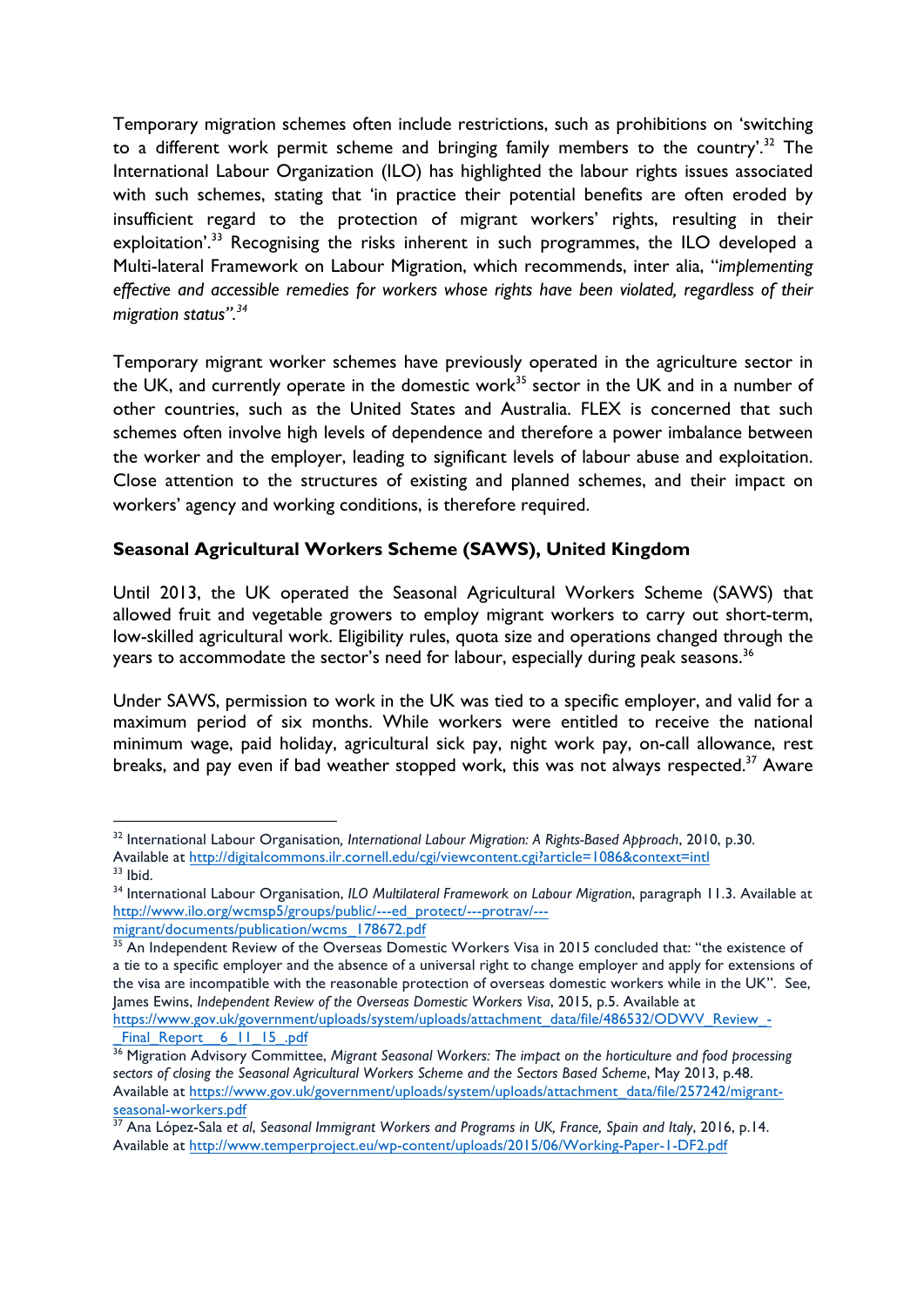Temporary migration schemes often include restrictions, such as prohibitions on 'switching to a different work permit scheme and bringing family members to the country'.[32] The International Labour Organization (ILO) has highlighted the labour rights issues associated with such schemes, stating that 'in practice their potential benefits are often eroded by insufficient regard to the protection of migrant workers' rights, resulting in their exploitation'.[33] Recognising the risks inherent in such programmes, the ILO developed a Multi-lateral Framework on Labour Migration, which recommends, inter alia, "*implementing effective and accessible remedies for workers whose rights have been violated, regardless of their migration status*".[34]

Temporary migrant worker schemes have previously operated in the agriculture sector in the UK, and currently operate in the domestic work[35] sector in the UK and in a number of other countries, such as the United States and Australia. FLEX is concerned that such schemes often involve high levels of dependence and therefore a power imbalance between the worker and the employer, leading to significant levels of labour abuse and exploitation. Close attention to the structures of existing and planned schemes, and their impact on workers' agency and working conditions, is therefore required.

**Seasonal Agricultural Workers Scheme (SAWS), United Kingdom**

Until 2013, the UK operated the Seasonal Agricultural Workers Scheme (SAWS) that allowed fruit and vegetable growers to employ migrant workers to carry out short-term, low-skilled agricultural work. Eligibility rules, quota size and operations changed through the years to accommodate the sector's need for labour, especially during peak seasons.[36]

Under SAWS, permission to work in the UK was tied to a specific employer, and valid for a maximum period of six months. While workers were entitled to receive the national minimum wage, paid holiday, agricultural sick pay, night work pay, on-call allowance, rest breaks, and pay even if bad weather stopped work, this was not always respected.[37] Aware

---

[32] International Labour Organisation*, International Labour Migration: A Rights-Based Approach*, 2010, p.30. Available at http://digitalcommons.ilr.cornell.edu/cgi/viewcontent.cgi?article=1086&context=intl

[33] Ibid.

[34] International Labour Organisation, *ILO Multilateral Framework on Labour Migration*, paragraph 11.3. Available at http://www.ilo.org/wcmsp5/groups/public/---ed_protect/---protrav/---migrant/documents/publication/wcms_178672.pdf

[35] An Independent Review of the Overseas Domestic Workers Visa in 2015 concluded that: "the existence of a tie to a specific employer and the absence of a universal right to change employer and apply for extensions of the visa are incompatible with the reasonable protection of overseas domestic workers while in the UK". See, James Ewins, *Independent Review of the Overseas Domestic Workers Visa*, 2015, p.5. Available at https://www.gov.uk/government/uploads/system/uploads/attachment_data/file/486532/ODWV_Review_-_Final_Report__6_11_15_.pdf

[36] Migration Advisory Committee, *Migrant Seasonal Workers: The impact on the horticulture and food processing sectors of closing the Seasonal Agricultural Workers Scheme and the Sectors Based Scheme*, May 2013, p.48. Available at https://www.gov.uk/government/uploads/system/uploads/attachment_data/file/257242/migrant-seasonal-workers.pdf

[37] Ana López-Sala *et al*, *Seasonal Immigrant Workers and Programs in UK, France, Spain and Italy*, 2016, p.14. Available at http://www.temperproject.eu/wp-content/uploads/2015/06/Working-Paper-1-DF2.pdf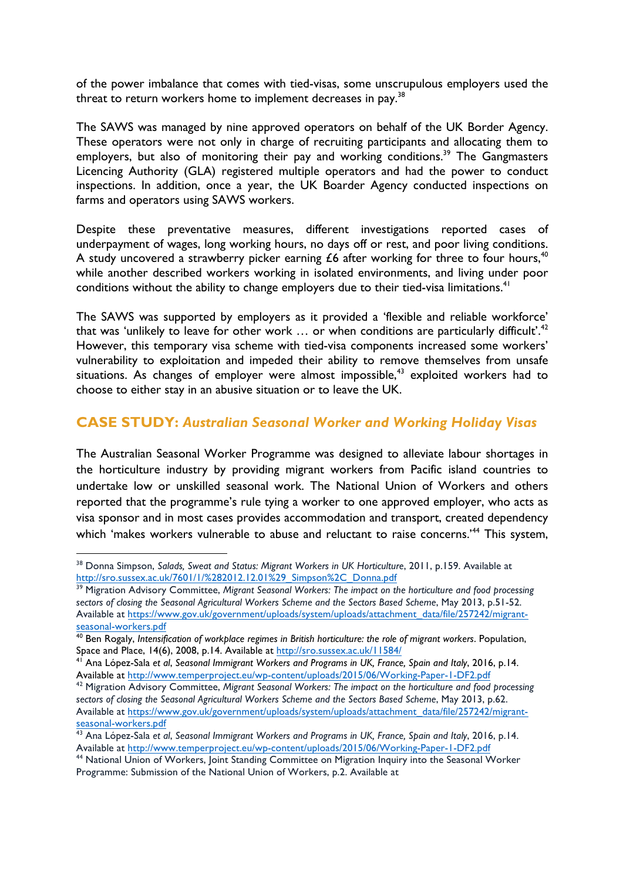of the power imbalance that comes with tied-visas, some unscrupulous employers used the threat to return workers home to implement decreases in pay.[38]

The SAWS was managed by nine approved operators on behalf of the UK Border Agency. These operators were not only in charge of recruiting participants and allocating them to employers, but also of monitoring their pay and working conditions.[39] The Gangmasters Licencing Authority (GLA) registered multiple operators and had the power to conduct inspections. In addition, once a year, the UK Boarder Agency conducted inspections on farms and operators using SAWS workers.

Despite these preventative measures, different investigations reported cases of underpayment of wages, long working hours, no days off or rest, and poor living conditions. A study uncovered a strawberry picker earning £6 after working for three to four hours,[40] while another described workers working in isolated environments, and living under poor conditions without the ability to change employers due to their tied-visa limitations.[41]

The SAWS was supported by employers as it provided a 'flexible and reliable workforce' that was 'unlikely to leave for other work … or when conditions are particularly difficult'.[42] However, this temporary visa scheme with tied-visa components increased some workers' vulnerability to exploitation and impeded their ability to remove themselves from unsafe situations. As changes of employer were almost impossible,[43] exploited workers had to choose to either stay in an abusive situation or to leave the UK.

## CASE STUDY: *Australian Seasonal Worker and Working Holiday Visas*

The Australian Seasonal Worker Programme was designed to alleviate labour shortages in the horticulture industry by providing migrant workers from Pacific island countries to undertake low or unskilled seasonal work. The National Union of Workers and others reported that the programme's rule tying a worker to one approved employer, who acts as visa sponsor and in most cases provides accommodation and transport, created dependency which 'makes workers vulnerable to abuse and reluctant to raise concerns.'[44] This system,

---

[38] Donna Simpson, *Salads, Sweat and Status: Migrant Workers in UK Horticulture*, 2011, p.159. Available at http://sro.sussex.ac.uk/7601/1/%282012.12.01%29_Simpson%2C_Donna.pdf

[39] Migration Advisory Committee, *Migrant Seasonal Workers: The impact on the horticulture and food processing sectors of closing the Seasonal Agricultural Workers Scheme and the Sectors Based Scheme*, May 2013, p.51-52. Available at https://www.gov.uk/government/uploads/system/uploads/attachment_data/file/257242/migrant-seasonal-workers.pdf

[40] Ben Rogaly, *Intensification of workplace regimes in British horticulture: the role of migrant workers*. Population, Space and Place, 14(6), 2008, p.14. Available at http://sro.sussex.ac.uk/11584/

[41] Ana López-Sala *et al*, *Seasonal Immigrant Workers and Programs in UK, France, Spain and Italy*, 2016, p.14. Available at http://www.temperproject.eu/wp-content/uploads/2015/06/Working-Paper-1-DF2.pdf

[42] Migration Advisory Committee, *Migrant Seasonal Workers: The impact on the horticulture and food processing sectors of closing the Seasonal Agricultural Workers Scheme and the Sectors Based Scheme*, May 2013, p.62. Available at https://www.gov.uk/government/uploads/system/uploads/attachment_data/file/257242/migrant-seasonal-workers.pdf

[43] Ana López-Sala *et al*, *Seasonal Immigrant Workers and Programs in UK, France, Spain and Italy*, 2016, p.14. Available at http://www.temperproject.eu/wp-content/uploads/2015/06/Working-Paper-1-DF2.pdf

[44] National Union of Workers, Joint Standing Committee on Migration Inquiry into the Seasonal Worker Programme: Submission of the National Union of Workers, p.2. Available at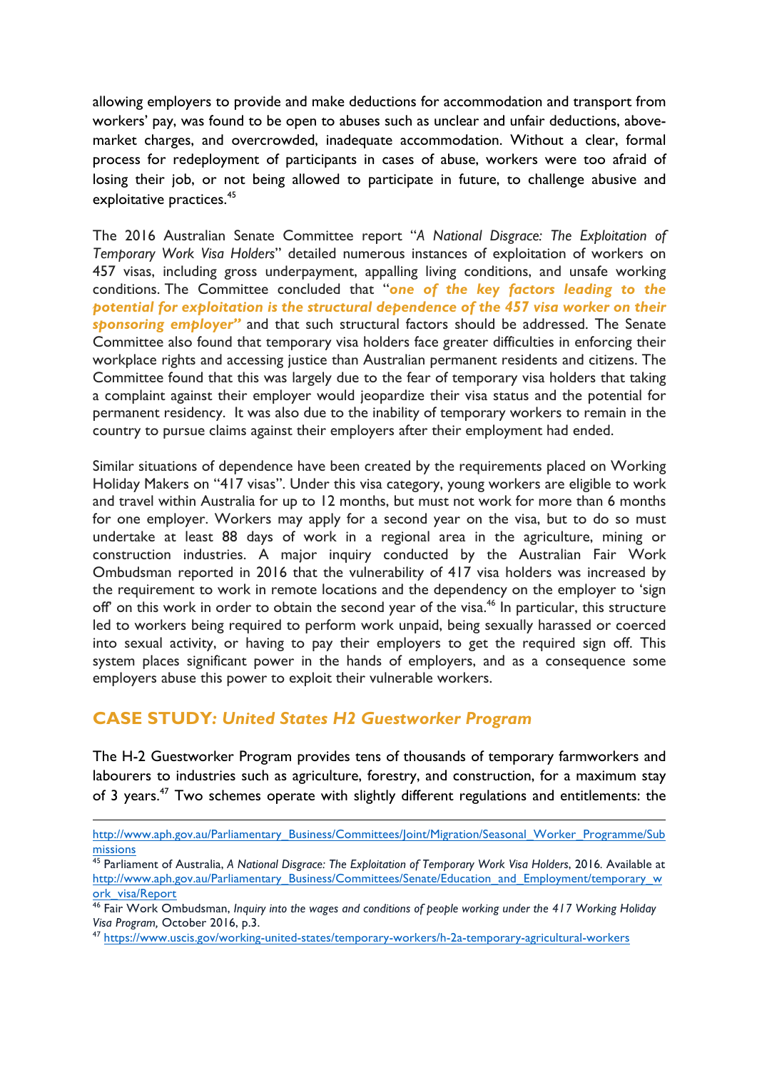allowing employers to provide and make deductions for accommodation and transport from workers' pay, was found to be open to abuses such as unclear and unfair deductions, above-market charges, and overcrowded, inadequate accommodation. Without a clear, formal process for redeployment of participants in cases of abuse, workers were too afraid of losing their job, or not being allowed to participate in future, to challenge abusive and exploitative practices.[45]

The 2016 Australian Senate Committee report "*A National Disgrace: The Exploitation of Temporary Work Visa Holders*" detailed numerous instances of exploitation of workers on 457 visas, including gross underpayment, appalling living conditions, and unsafe working conditions. The Committee concluded that "***one of the key factors leading to the potential for exploitation is the structural dependence of the 457 visa worker on their sponsoring employer"*** and that such structural factors should be addressed. The Senate Committee also found that temporary visa holders face greater difficulties in enforcing their workplace rights and accessing justice than Australian permanent residents and citizens. The Committee found that this was largely due to the fear of temporary visa holders that taking a complaint against their employer would jeopardize their visa status and the potential for permanent residency. It was also due to the inability of temporary workers to remain in the country to pursue claims against their employers after their employment had ended.

Similar situations of dependence have been created by the requirements placed on Working Holiday Makers on "417 visas". Under this visa category, young workers are eligible to work and travel within Australia for up to 12 months, but must not work for more than 6 months for one employer. Workers may apply for a second year on the visa, but to do so must undertake at least 88 days of work in a regional area in the agriculture, mining or construction industries. A major inquiry conducted by the Australian Fair Work Ombudsman reported in 2016 that the vulnerability of 417 visa holders was increased by the requirement to work in remote locations and the dependency on the employer to 'sign off' on this work in order to obtain the second year of the visa.[46] In particular, this structure led to workers being required to perform work unpaid, being sexually harassed or coerced into sexual activity, or having to pay their employers to get the required sign off. This system places significant power in the hands of employers, and as a consequence some employers abuse this power to exploit their vulnerable workers.

## CASE STUDY: *United States H2 Guestworker Program*

The H-2 Guestworker Program provides tens of thousands of temporary farmworkers and labourers to industries such as agriculture, forestry, and construction, for a maximum stay of 3 years.[47] Two schemes operate with slightly different regulations and entitlements: the

---

http://www.aph.gov.au/Parliamentary_Business/Committees/Joint/Migration/Seasonal_Worker_Programme/Submissions

[45] Parliament of Australia, *A National Disgrace: The Exploitation of Temporary Work Visa Holders*, 2016. Available at http://www.aph.gov.au/Parliamentary_Business/Committees/Senate/Education_and_Employment/temporary_work_visa/Report

[46] Fair Work Ombudsman, *Inquiry into the wages and conditions of people working under the 417 Working Holiday Visa Program,* October 2016, p.3.

[47] https://www.uscis.gov/working-united-states/temporary-workers/h-2a-temporary-agricultural-workers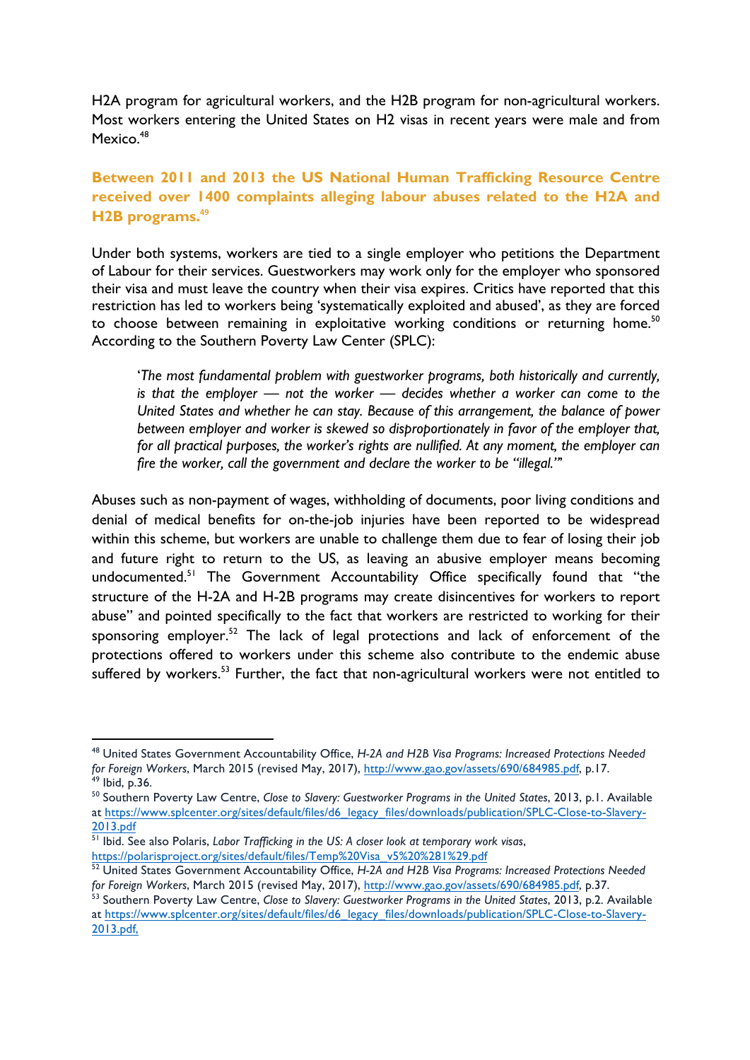H2A program for agricultural workers, and the H2B program for non-agricultural workers. Most workers entering the United States on H2 visas in recent years were male and from Mexico.[48]

**Between 2011 and 2013 the US National Human Trafficking Resource Centre received over 1400 complaints alleging labour abuses related to the H2A and H2B programs.**[49]

Under both systems, workers are tied to a single employer who petitions the Department of Labour for their services. Guestworkers may work only for the employer who sponsored their visa and must leave the country when their visa expires. Critics have reported that this restriction has led to workers being 'systematically exploited and abused', as they are forced to choose between remaining in exploitative working conditions or returning home.[50] According to the Southern Poverty Law Center (SPLC):

> *'The most fundamental problem with guestworker programs, both historically and currently, is that the employer — not the worker — decides whether a worker can come to the United States and whether he can stay. Because of this arrangement, the balance of power between employer and worker is skewed so disproportionately in favor of the employer that, for all practical purposes, the worker's rights are nullified. At any moment, the employer can fire the worker, call the government and declare the worker to be "illegal."'*

Abuses such as non-payment of wages, withholding of documents, poor living conditions and denial of medical benefits for on-the-job injuries have been reported to be widespread within this scheme, but workers are unable to challenge them due to fear of losing their job and future right to return to the US, as leaving an abusive employer means becoming undocumented.[51] The Government Accountability Office specifically found that "the structure of the H-2A and H-2B programs may create disincentives for workers to report abuse" and pointed specifically to the fact that workers are restricted to working for their sponsoring employer.[52] The lack of legal protections and lack of enforcement of the protections offered to workers under this scheme also contribute to the endemic abuse suffered by workers.[53] Further, the fact that non-agricultural workers were not entitled to

---

[48] United States Government Accountability Office, *H-2A and H2B Visa Programs: Increased Protections Needed for Foreign Workers*, March 2015 (revised May, 2017), http://www.gao.gov/assets/690/684985.pdf, p.17.

[49] Ibid, p.36.

[50] Southern Poverty Law Centre, *Close to Slavery: Guestworker Programs in the United States*, 2013, p.1. Available at https://www.splcenter.org/sites/default/files/d6_legacy_files/downloads/publication/SPLC-Close-to-Slavery-2013.pdf

[51] Ibid. See also Polaris, *Labor Trafficking in the US: A closer look at temporary work visas*, https://polarisproject.org/sites/default/files/Temp%20Visa_v5%20%281%29.pdf

[52] United States Government Accountability Office, *H-2A and H2B Visa Programs: Increased Protections Needed for Foreign Workers*, March 2015 (revised May, 2017), http://www.gao.gov/assets/690/684985.pdf, p.37.

[53] Southern Poverty Law Centre, *Close to Slavery: Guestworker Programs in the United States*, 2013, p.2. Available at https://www.splcenter.org/sites/default/files/d6_legacy_files/downloads/publication/SPLC-Close-to-Slavery-2013.pdf,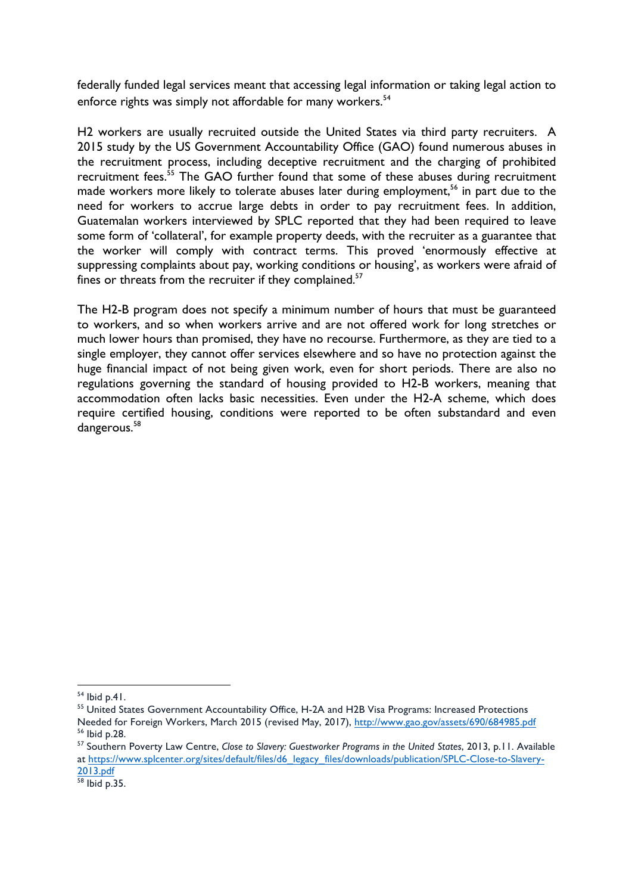federally funded legal services meant that accessing legal information or taking legal action to enforce rights was simply not affordable for many workers.[54]

H2 workers are usually recruited outside the United States via third party recruiters. A 2015 study by the US Government Accountability Office (GAO) found numerous abuses in the recruitment process, including deceptive recruitment and the charging of prohibited recruitment fees.[55] The GAO further found that some of these abuses during recruitment made workers more likely to tolerate abuses later during employment,[56] in part due to the need for workers to accrue large debts in order to pay recruitment fees. In addition, Guatemalan workers interviewed by SPLC reported that they had been required to leave some form of 'collateral', for example property deeds, with the recruiter as a guarantee that the worker will comply with contract terms. This proved 'enormously effective at suppressing complaints about pay, working conditions or housing', as workers were afraid of fines or threats from the recruiter if they complained.[57]

The H2-B program does not specify a minimum number of hours that must be guaranteed to workers, and so when workers arrive and are not offered work for long stretches or much lower hours than promised, they have no recourse. Furthermore, as they are tied to a single employer, they cannot offer services elsewhere and so have no protection against the huge financial impact of not being given work, even for short periods. There are also no regulations governing the standard of housing provided to H2-B workers, meaning that accommodation often lacks basic necessities. Even under the H2-A scheme, which does require certified housing, conditions were reported to be often substandard and even dangerous.[58]

---

[54] Ibid p.41.

[55] United States Government Accountability Office, H-2A and H2B Visa Programs: Increased Protections Needed for Foreign Workers, March 2015 (revised May, 2017), http://www.gao.gov/assets/690/684985.pdf

[56] Ibid p.28.

[57] Southern Poverty Law Centre, *Close to Slavery: Guestworker Programs in the United States*, 2013, p.11. Available at https://www.splcenter.org/sites/default/files/d6_legacy_files/downloads/publication/SPLC-Close-to-Slavery-2013.pdf

[58] Ibid p.35.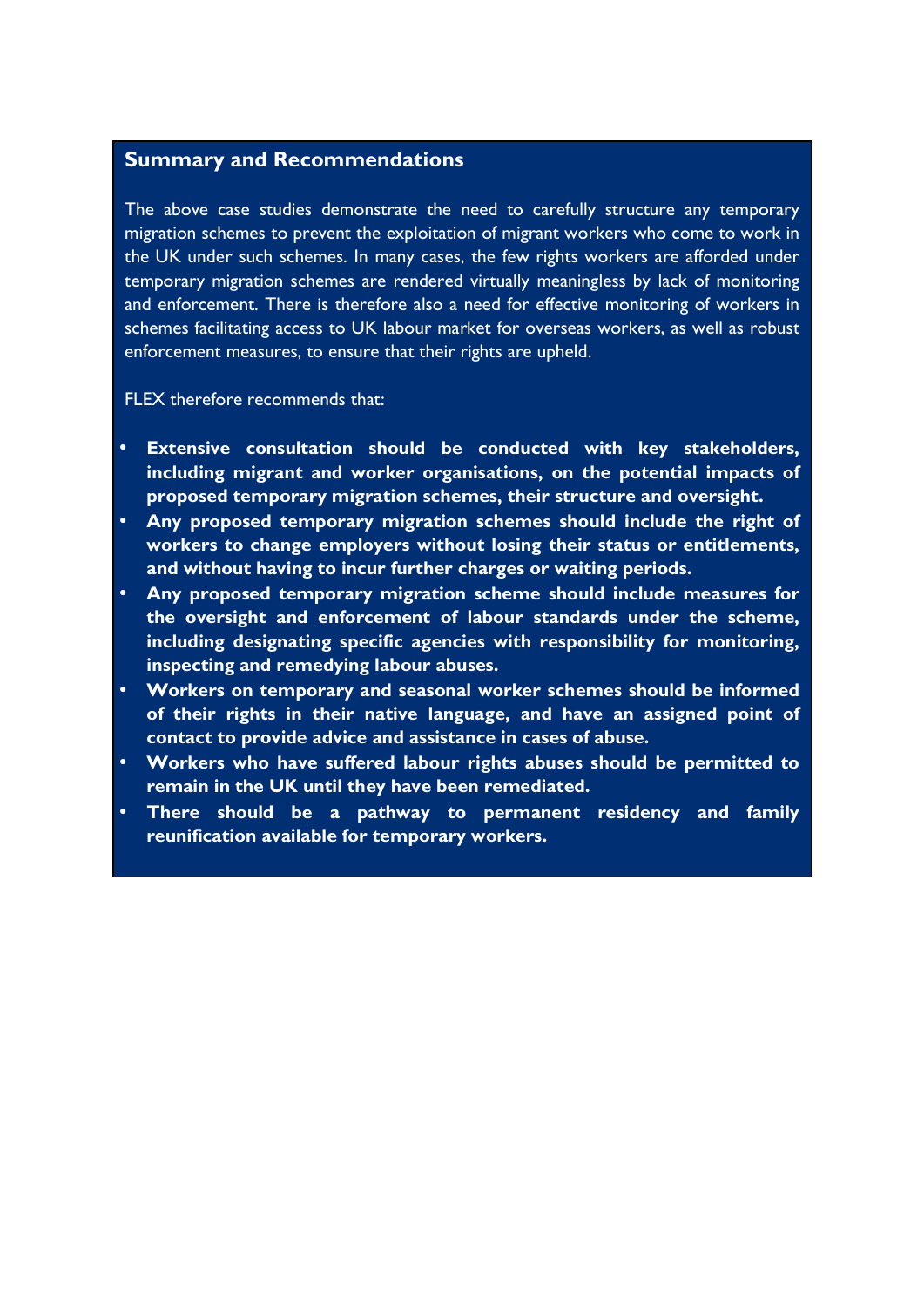## Summary and Recommendations

The above case studies demonstrate the need to carefully structure any temporary migration schemes to prevent the exploitation of migrant workers who come to work in the UK under such schemes. In many cases, the few rights workers are afforded under temporary migration schemes are rendered virtually meaningless by lack of monitoring and enforcement. There is therefore also a need for effective monitoring of workers in schemes facilitating access to UK labour market for overseas workers, as well as robust enforcement measures, to ensure that their rights are upheld.

FLEX therefore recommends that:

- **Extensive consultation should be conducted with key stakeholders, including migrant and worker organisations, on the potential impacts of proposed temporary migration schemes, their structure and oversight.**
- **Any proposed temporary migration schemes should include the right of workers to change employers without losing their status or entitlements, and without having to incur further charges or waiting periods.**
- **Any proposed temporary migration scheme should include measures for the oversight and enforcement of labour standards under the scheme, including designating specific agencies with responsibility for monitoring, inspecting and remedying labour abuses.**
- **Workers on temporary and seasonal worker schemes should be informed of their rights in their native language, and have an assigned point of contact to provide advice and assistance in cases of abuse.**
- **Workers who have suffered labour rights abuses should be permitted to remain in the UK until they have been remediated.**
- **There should be a pathway to permanent residency and family reunification available for temporary workers.**